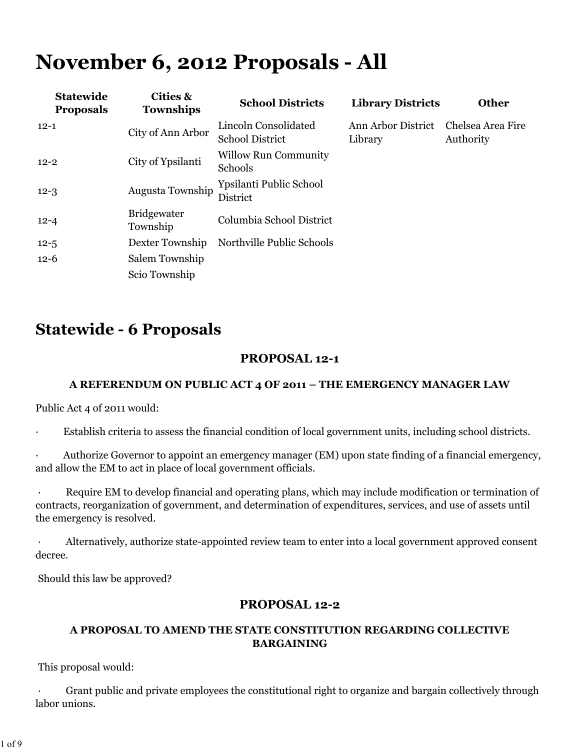# November 6, 2012 Proposals - All

| Statewide Proposals | Cities & Townships | School Districts | Library Districts | Other |
|---|---|---|---|---|
| 12-1 | City of Ann Arbor | Lincoln Consolidated School District | Ann Arbor District Library | Chelsea Area Fire Authority |
| 12-2 | City of Ypsilanti | Willow Run Community Schools | | |
| 12-3 | Augusta Township | Ypsilanti Public School District | | |
| 12-4 | Bridgewater Township | Columbia School District | | |
| 12-5 | Dexter Township | Northville Public Schools | | |
| 12-6 | Salem Township | | | |
| | Scio Township | | | |

## Statewide - 6 Proposals

### PROPOSAL 12-1

#### A REFERENDUM ON PUBLIC ACT 4 OF 2011 – THE EMERGENCY MANAGER LAW

Public Act 4 of 2011 would:

- Establish criteria to assess the financial condition of local government units, including school districts.
- Authorize Governor to appoint an emergency manager (EM) upon state finding of a financial emergency, and allow the EM to act in place of local government officials.
- Require EM to develop financial and operating plans, which may include modification or termination of contracts, reorganization of government, and determination of expenditures, services, and use of assets until the emergency is resolved.
- Alternatively, authorize state-appointed review team to enter into a local government approved consent decree.

Should this law be approved?

### PROPOSAL 12-2

#### A PROPOSAL TO AMEND THE STATE CONSTITUTION REGARDING COLLECTIVE BARGAINING

This proposal would:

- Grant public and private employees the constitutional right to organize and bargain collectively through labor unions.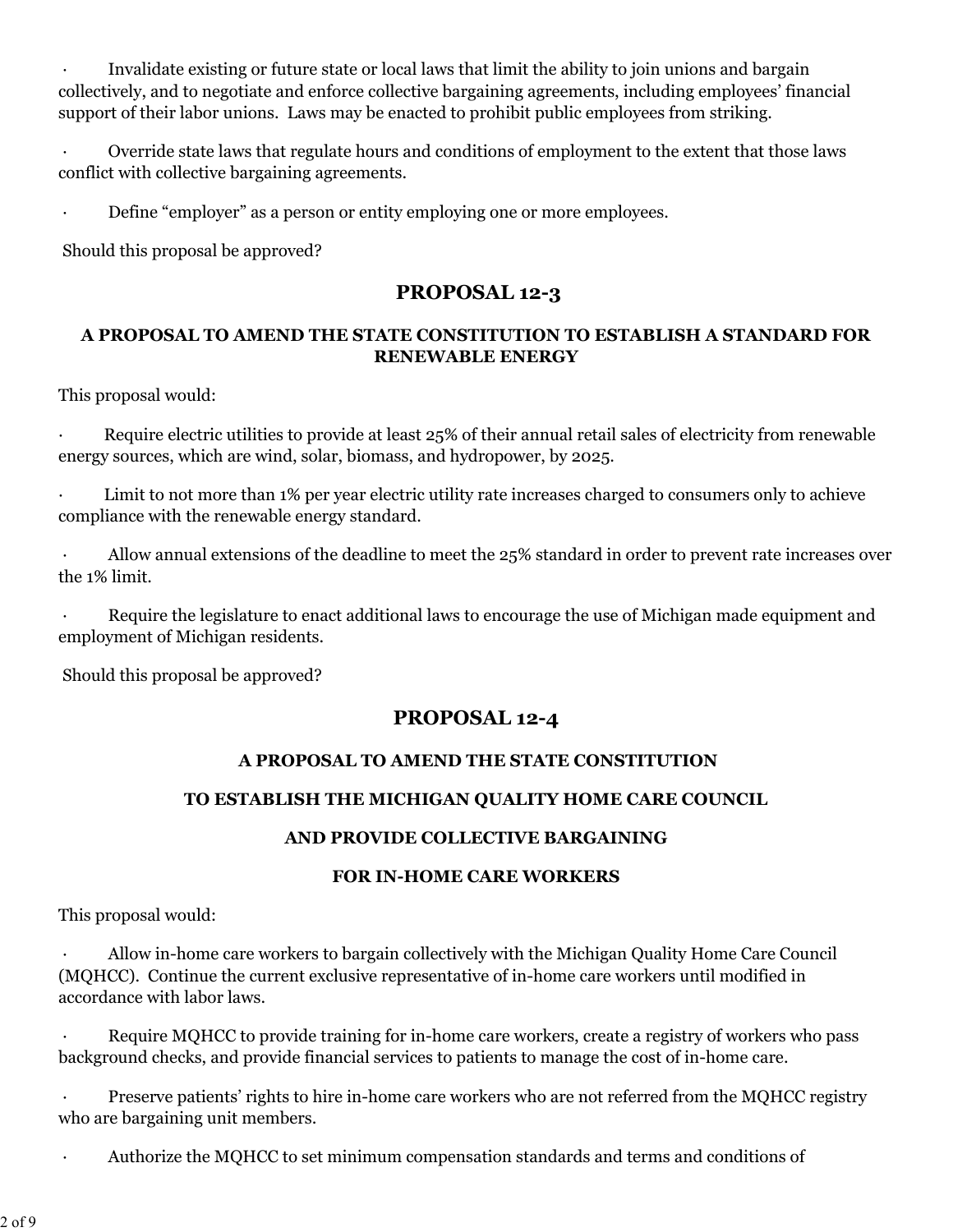- Invalidate existing or future state or local laws that limit the ability to join unions and bargain collectively, and to negotiate and enforce collective bargaining agreements, including employees' financial support of their labor unions. Laws may be enacted to prohibit public employees from striking.

- Override state laws that regulate hours and conditions of employment to the extent that those laws conflict with collective bargaining agreements.

- Define "employer" as a person or entity employing one or more employees.

Should this proposal be approved?

## PROPOSAL 12-3

### A PROPOSAL TO AMEND THE STATE CONSTITUTION TO ESTABLISH A STANDARD FOR RENEWABLE ENERGY

This proposal would:

- Require electric utilities to provide at least 25% of their annual retail sales of electricity from renewable energy sources, which are wind, solar, biomass, and hydropower, by 2025.

- Limit to not more than 1% per year electric utility rate increases charged to consumers only to achieve compliance with the renewable energy standard.

- Allow annual extensions of the deadline to meet the 25% standard in order to prevent rate increases over the 1% limit.

- Require the legislature to enact additional laws to encourage the use of Michigan made equipment and employment of Michigan residents.

Should this proposal be approved?

## PROPOSAL 12-4

### A PROPOSAL TO AMEND THE STATE CONSTITUTION

### TO ESTABLISH THE MICHIGAN QUALITY HOME CARE COUNCIL

### AND PROVIDE COLLECTIVE BARGAINING

### FOR IN-HOME CARE WORKERS

This proposal would:

- Allow in-home care workers to bargain collectively with the Michigan Quality Home Care Council (MQHCC). Continue the current exclusive representative of in-home care workers until modified in accordance with labor laws.

- Require MQHCC to provide training for in-home care workers, create a registry of workers who pass background checks, and provide financial services to patients to manage the cost of in-home care.

- Preserve patients' rights to hire in-home care workers who are not referred from the MQHCC registry who are bargaining unit members.

- Authorize the MQHCC to set minimum compensation standards and terms and conditions of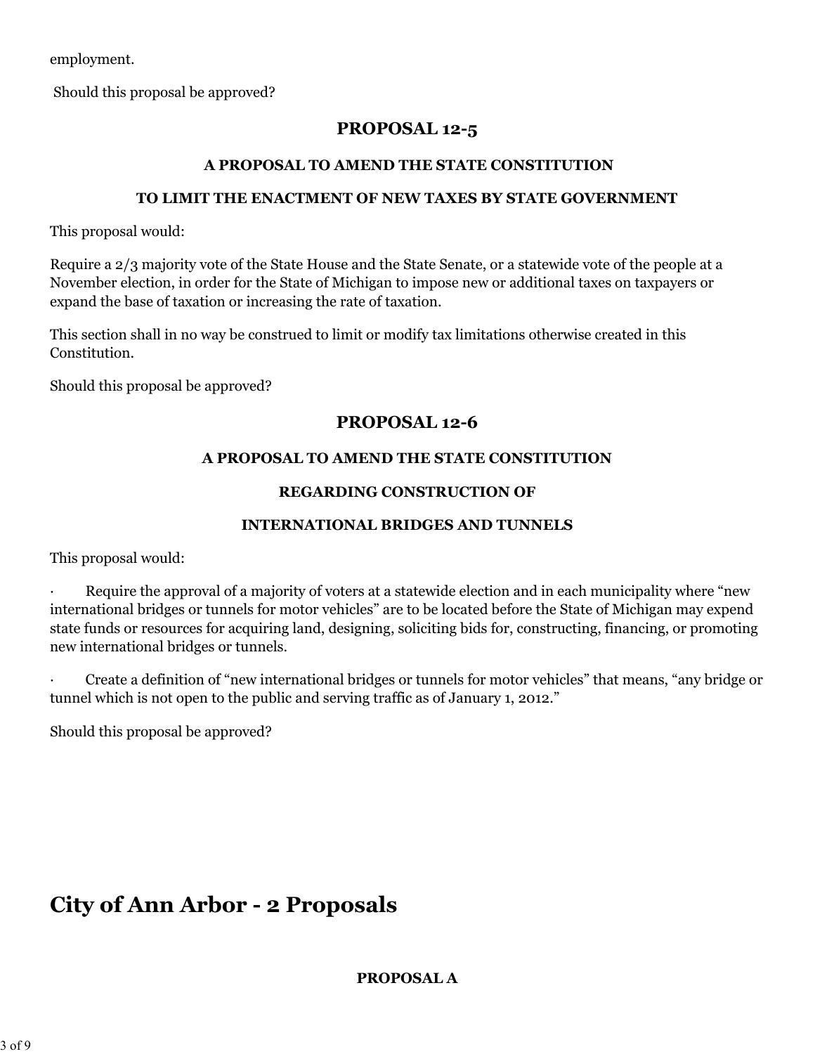employment.

Should this proposal be approved?

### PROPOSAL 12-5

**A PROPOSAL TO AMEND THE STATE CONSTITUTION**

**TO LIMIT THE ENACTMENT OF NEW TAXES BY STATE GOVERNMENT**

This proposal would:

Require a 2/3 majority vote of the State House and the State Senate, or a statewide vote of the people at a November election, in order for the State of Michigan to impose new or additional taxes on taxpayers or expand the base of taxation or increasing the rate of taxation.

This section shall in no way be construed to limit or modify tax limitations otherwise created in this Constitution.

Should this proposal be approved?

### PROPOSAL 12-6

**A PROPOSAL TO AMEND THE STATE CONSTITUTION**

**REGARDING CONSTRUCTION OF**

**INTERNATIONAL BRIDGES AND TUNNELS**

This proposal would:

- Require the approval of a majority of voters at a statewide election and in each municipality where "new international bridges or tunnels for motor vehicles" are to be located before the State of Michigan may expend state funds or resources for acquiring land, designing, soliciting bids for, constructing, financing, or promoting new international bridges or tunnels.
- Create a definition of "new international bridges or tunnels for motor vehicles" that means, "any bridge or tunnel which is not open to the public and serving traffic as of January 1, 2012."

Should this proposal be approved?

## City of Ann Arbor - 2 Proposals

**PROPOSAL A**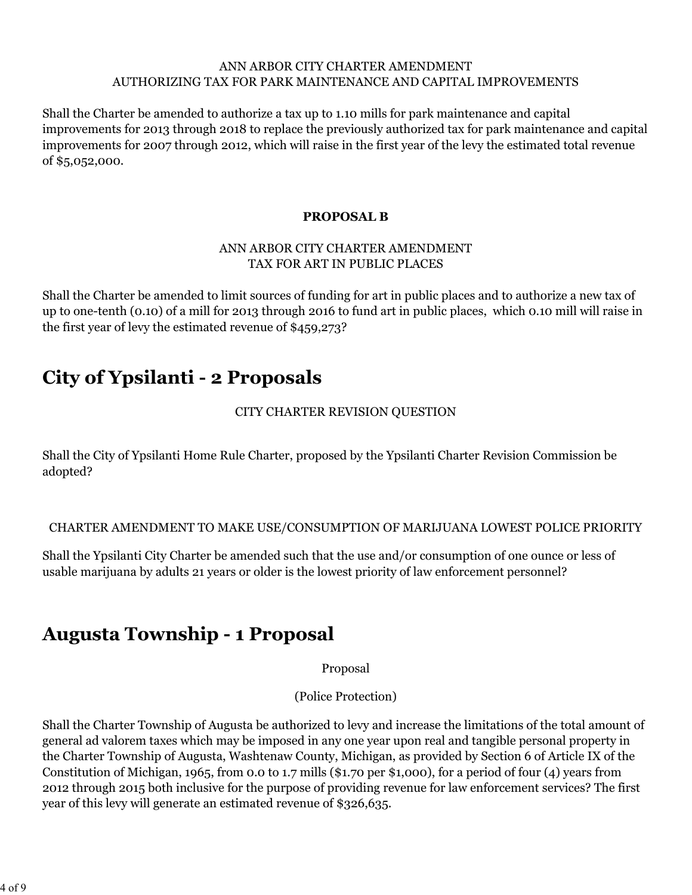ANN ARBOR CITY CHARTER AMENDMENT
AUTHORIZING TAX FOR PARK MAINTENANCE AND CAPITAL IMPROVEMENTS

Shall the Charter be amended to authorize a tax up to 1.10 mills for park maintenance and capital improvements for 2013 through 2018 to replace the previously authorized tax for park maintenance and capital improvements for 2007 through 2012, which will raise in the first year of the levy the estimated total revenue of $5,052,000.

**PROPOSAL B**

ANN ARBOR CITY CHARTER AMENDMENT
TAX FOR ART IN PUBLIC PLACES

Shall the Charter be amended to limit sources of funding for art in public places and to authorize a new tax of up to one-tenth (0.10) of a mill for 2013 through 2016 to fund art in public places, which 0.10 mill will raise in the first year of levy the estimated revenue of $459,273?

# City of Ypsilanti - 2 Proposals

CITY CHARTER REVISION QUESTION

Shall the City of Ypsilanti Home Rule Charter, proposed by the Ypsilanti Charter Revision Commission be adopted?

CHARTER AMENDMENT TO MAKE USE/CONSUMPTION OF MARIJUANA LOWEST POLICE PRIORITY

Shall the Ypsilanti City Charter be amended such that the use and/or consumption of one ounce or less of usable marijuana by adults 21 years or older is the lowest priority of law enforcement personnel?

# Augusta Township - 1 Proposal

Proposal

(Police Protection)

Shall the Charter Township of Augusta be authorized to levy and increase the limitations of the total amount of general ad valorem taxes which may be imposed in any one year upon real and tangible personal property in the Charter Township of Augusta, Washtenaw County, Michigan, as provided by Section 6 of Article IX of the Constitution of Michigan, 1965, from 0.0 to 1.7 mills ($1.70 per $1,000), for a period of four (4) years from 2012 through 2015 both inclusive for the purpose of providing revenue for law enforcement services? The first year of this levy will generate an estimated revenue of $326,635.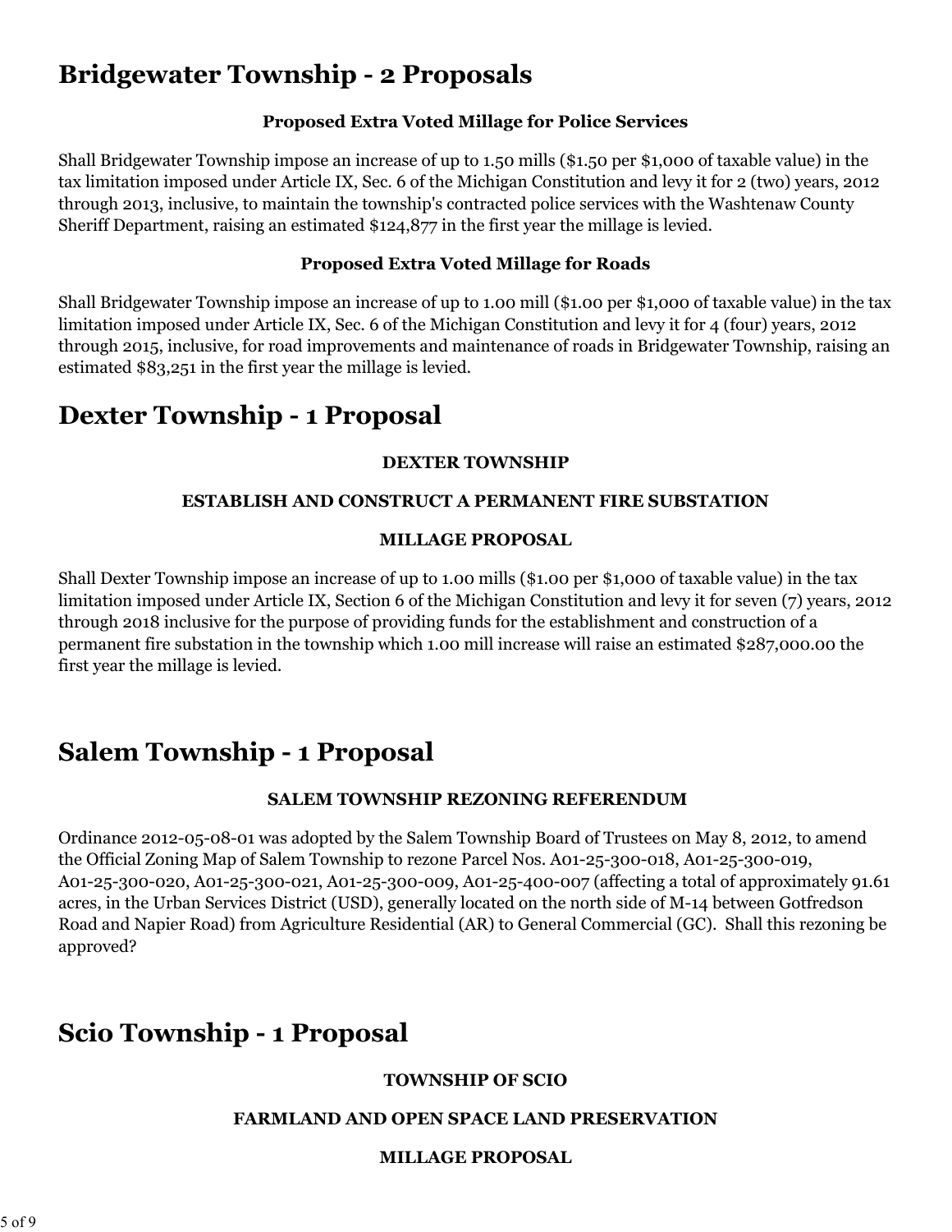# Bridgewater Township - 2 Proposals

**Proposed Extra Voted Millage for Police Services**

Shall Bridgewater Township impose an increase of up to 1.50 mills ($1.50 per $1,000 of taxable value) in the tax limitation imposed under Article IX, Sec. 6 of the Michigan Constitution and levy it for 2 (two) years, 2012 through 2013, inclusive, to maintain the township's contracted police services with the Washtenaw County Sheriff Department, raising an estimated $124,877 in the first year the millage is levied.

**Proposed Extra Voted Millage for Roads**

Shall Bridgewater Township impose an increase of up to 1.00 mill ($1.00 per $1,000 of taxable value) in the tax limitation imposed under Article IX, Sec. 6 of the Michigan Constitution and levy it for 4 (four) years, 2012 through 2015, inclusive, for road improvements and maintenance of roads in Bridgewater Township, raising an estimated $83,251 in the first year the millage is levied.

# Dexter Township - 1 Proposal

**DEXTER TOWNSHIP**

**ESTABLISH AND CONSTRUCT A PERMANENT FIRE SUBSTATION**

**MILLAGE PROPOSAL**

Shall Dexter Township impose an increase of up to 1.00 mills ($1.00 per $1,000 of taxable value) in the tax limitation imposed under Article IX, Section 6 of the Michigan Constitution and levy it for seven (7) years, 2012 through 2018 inclusive for the purpose of providing funds for the establishment and construction of a permanent fire substation in the township which 1.00 mill increase will raise an estimated $287,000.00 the first year the millage is levied.

# Salem Township - 1 Proposal

**SALEM TOWNSHIP REZONING REFERENDUM**

Ordinance 2012-05-08-01 was adopted by the Salem Township Board of Trustees on May 8, 2012, to amend the Official Zoning Map of Salem Township to rezone Parcel Nos. A01-25-300-018, A01-25-300-019, A01-25-300-020, A01-25-300-021, A01-25-300-009, A01-25-400-007 (affecting a total of approximately 91.61 acres, in the Urban Services District (USD), generally located on the north side of M-14 between Gotfredson Road and Napier Road) from Agriculture Residential (AR) to General Commercial (GC). Shall this rezoning be approved?

# Scio Township - 1 Proposal

**TOWNSHIP OF SCIO**

**FARMLAND AND OPEN SPACE LAND PRESERVATION**

**MILLAGE PROPOSAL**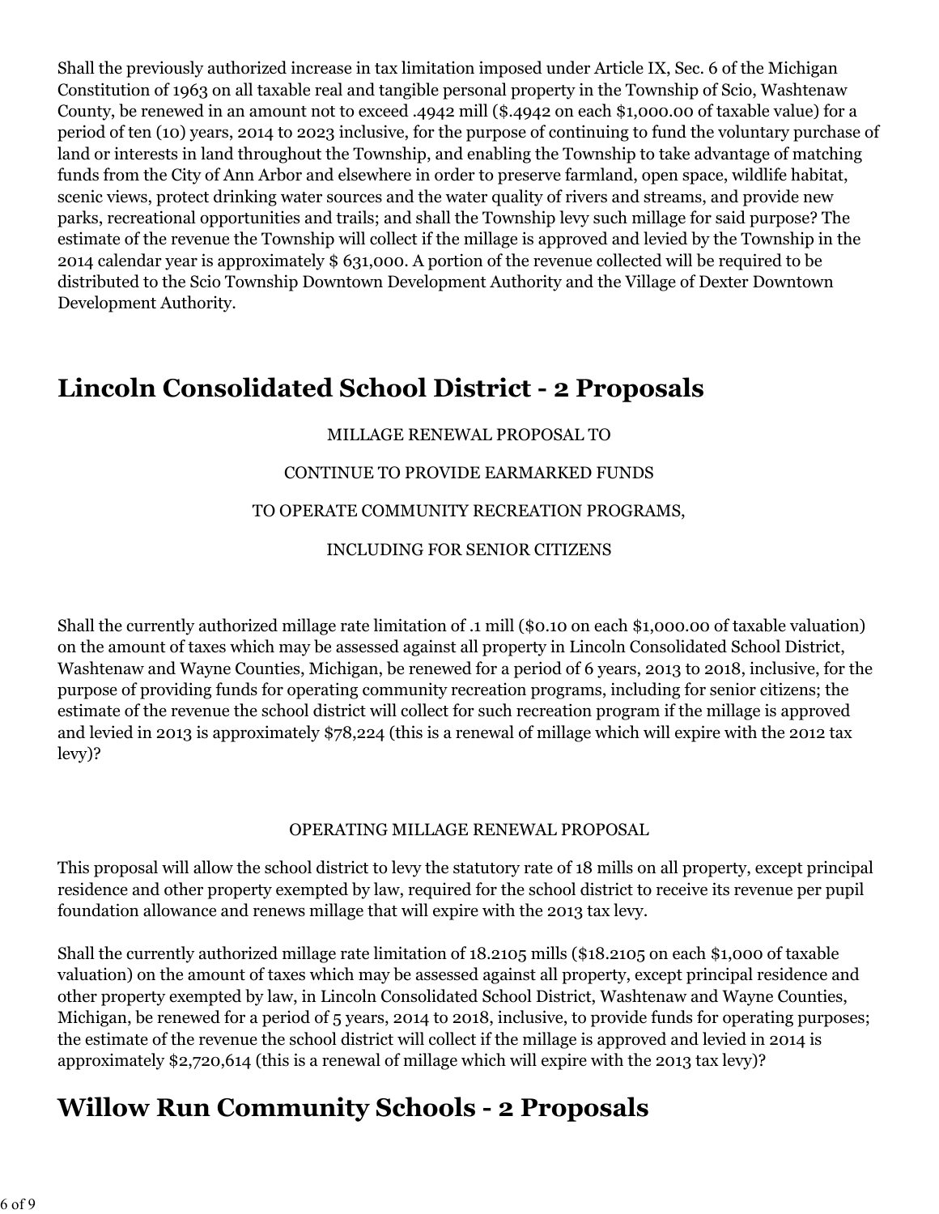Shall the previously authorized increase in tax limitation imposed under Article IX, Sec. 6 of the Michigan Constitution of 1963 on all taxable real and tangible personal property in the Township of Scio, Washtenaw County, be renewed in an amount not to exceed .4942 mill ($.4942 on each $1,000.00 of taxable value) for a period of ten (10) years, 2014 to 2023 inclusive, for the purpose of continuing to fund the voluntary purchase of land or interests in land throughout the Township, and enabling the Township to take advantage of matching funds from the City of Ann Arbor and elsewhere in order to preserve farmland, open space, wildlife habitat, scenic views, protect drinking water sources and the water quality of rivers and streams, and provide new parks, recreational opportunities and trails; and shall the Township levy such millage for said purpose? The estimate of the revenue the Township will collect if the millage is approved and levied by the Township in the 2014 calendar year is approximately $ 631,000. A portion of the revenue collected will be required to be distributed to the Scio Township Downtown Development Authority and the Village of Dexter Downtown Development Authority.

## Lincoln Consolidated School District - 2 Proposals

MILLAGE RENEWAL PROPOSAL TO

CONTINUE TO PROVIDE EARMARKED FUNDS

TO OPERATE COMMUNITY RECREATION PROGRAMS,

INCLUDING FOR SENIOR CITIZENS

Shall the currently authorized millage rate limitation of .1 mill ($0.10 on each $1,000.00 of taxable valuation) on the amount of taxes which may be assessed against all property in Lincoln Consolidated School District, Washtenaw and Wayne Counties, Michigan, be renewed for a period of 6 years, 2013 to 2018, inclusive, for the purpose of providing funds for operating community recreation programs, including for senior citizens; the estimate of the revenue the school district will collect for such recreation program if the millage is approved and levied in 2013 is approximately $78,224 (this is a renewal of millage which will expire with the 2012 tax levy)?

OPERATING MILLAGE RENEWAL PROPOSAL

This proposal will allow the school district to levy the statutory rate of 18 mills on all property, except principal residence and other property exempted by law, required for the school district to receive its revenue per pupil foundation allowance and renews millage that will expire with the 2013 tax levy.

Shall the currently authorized millage rate limitation of 18.2105 mills ($18.2105 on each $1,000 of taxable valuation) on the amount of taxes which may be assessed against all property, except principal residence and other property exempted by law, in Lincoln Consolidated School District, Washtenaw and Wayne Counties, Michigan, be renewed for a period of 5 years, 2014 to 2018, inclusive, to provide funds for operating purposes; the estimate of the revenue the school district will collect if the millage is approved and levied in 2014 is approximately $2,720,614 (this is a renewal of millage which will expire with the 2013 tax levy)?

## Willow Run Community Schools - 2 Proposals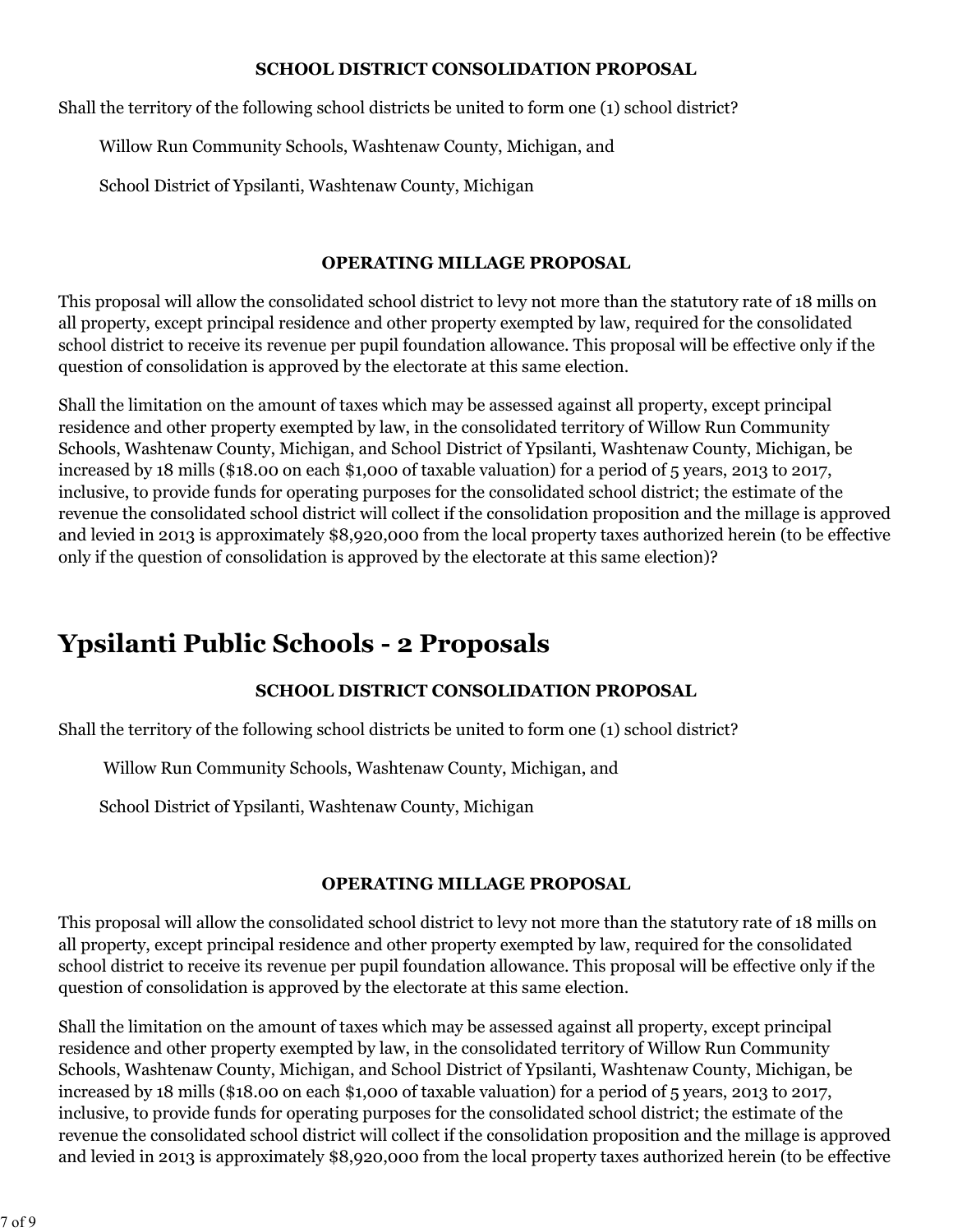**SCHOOL DISTRICT CONSOLIDATION PROPOSAL**

Shall the territory of the following school districts be united to form one (1) school district?

Willow Run Community Schools, Washtenaw County, Michigan, and

School District of Ypsilanti, Washtenaw County, Michigan

**OPERATING MILLAGE PROPOSAL**

This proposal will allow the consolidated school district to levy not more than the statutory rate of 18 mills on all property, except principal residence and other property exempted by law, required for the consolidated school district to receive its revenue per pupil foundation allowance. This proposal will be effective only if the question of consolidation is approved by the electorate at this same election.

Shall the limitation on the amount of taxes which may be assessed against all property, except principal residence and other property exempted by law, in the consolidated territory of Willow Run Community Schools, Washtenaw County, Michigan, and School District of Ypsilanti, Washtenaw County, Michigan, be increased by 18 mills ($18.00 on each $1,000 of taxable valuation) for a period of 5 years, 2013 to 2017, inclusive, to provide funds for operating purposes for the consolidated school district; the estimate of the revenue the consolidated school district will collect if the consolidation proposition and the millage is approved and levied in 2013 is approximately $8,920,000 from the local property taxes authorized herein (to be effective only if the question of consolidation is approved by the electorate at this same election)?

# Ypsilanti Public Schools - 2 Proposals

**SCHOOL DISTRICT CONSOLIDATION PROPOSAL**

Shall the territory of the following school districts be united to form one (1) school district?

Willow Run Community Schools, Washtenaw County, Michigan, and

School District of Ypsilanti, Washtenaw County, Michigan

**OPERATING MILLAGE PROPOSAL**

This proposal will allow the consolidated school district to levy not more than the statutory rate of 18 mills on all property, except principal residence and other property exempted by law, required for the consolidated school district to receive its revenue per pupil foundation allowance. This proposal will be effective only if the question of consolidation is approved by the electorate at this same election.

Shall the limitation on the amount of taxes which may be assessed against all property, except principal residence and other property exempted by law, in the consolidated territory of Willow Run Community Schools, Washtenaw County, Michigan, and School District of Ypsilanti, Washtenaw County, Michigan, be increased by 18 mills ($18.00 on each $1,000 of taxable valuation) for a period of 5 years, 2013 to 2017, inclusive, to provide funds for operating purposes for the consolidated school district; the estimate of the revenue the consolidated school district will collect if the consolidation proposition and the millage is approved and levied in 2013 is approximately $8,920,000 from the local property taxes authorized herein (to be effective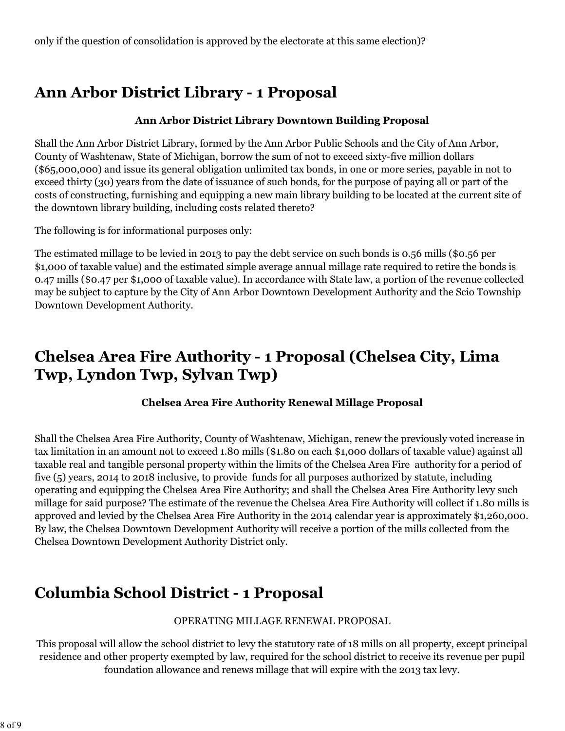only if the question of consolidation is approved by the electorate at this same election)?

## Ann Arbor District Library - 1 Proposal

**Ann Arbor District Library Downtown Building Proposal**

Shall the Ann Arbor District Library, formed by the Ann Arbor Public Schools and the City of Ann Arbor, County of Washtenaw, State of Michigan, borrow the sum of not to exceed sixty-five million dollars ($65,000,000) and issue its general obligation unlimited tax bonds, in one or more series, payable in not to exceed thirty (30) years from the date of issuance of such bonds, for the purpose of paying all or part of the costs of constructing, furnishing and equipping a new main library building to be located at the current site of the downtown library building, including costs related thereto?

The following is for informational purposes only:

The estimated millage to be levied in 2013 to pay the debt service on such bonds is 0.56 mills ($0.56 per $1,000 of taxable value) and the estimated simple average annual millage rate required to retire the bonds is 0.47 mills ($0.47 per $1,000 of taxable value). In accordance with State law, a portion of the revenue collected may be subject to capture by the City of Ann Arbor Downtown Development Authority and the Scio Township Downtown Development Authority.

## Chelsea Area Fire Authority - 1 Proposal (Chelsea City, Lima Twp, Lyndon Twp, Sylvan Twp)

**Chelsea Area Fire Authority Renewal Millage Proposal**

Shall the Chelsea Area Fire Authority, County of Washtenaw, Michigan, renew the previously voted increase in tax limitation in an amount not to exceed 1.80 mills ($1.80 on each $1,000 dollars of taxable value) against all taxable real and tangible personal property within the limits of the Chelsea Area Fire authority for a period of five (5) years, 2014 to 2018 inclusive, to provide funds for all purposes authorized by statute, including operating and equipping the Chelsea Area Fire Authority; and shall the Chelsea Area Fire Authority levy such millage for said purpose? The estimate of the revenue the Chelsea Area Fire Authority will collect if 1.80 mills is approved and levied by the Chelsea Area Fire Authority in the 2014 calendar year is approximately $1,260,000. By law, the Chelsea Downtown Development Authority will receive a portion of the mills collected from the Chelsea Downtown Development Authority District only.

## Columbia School District - 1 Proposal

OPERATING MILLAGE RENEWAL PROPOSAL

This proposal will allow the school district to levy the statutory rate of 18 mills on all property, except principal residence and other property exempted by law, required for the school district to receive its revenue per pupil foundation allowance and renews millage that will expire with the 2013 tax levy.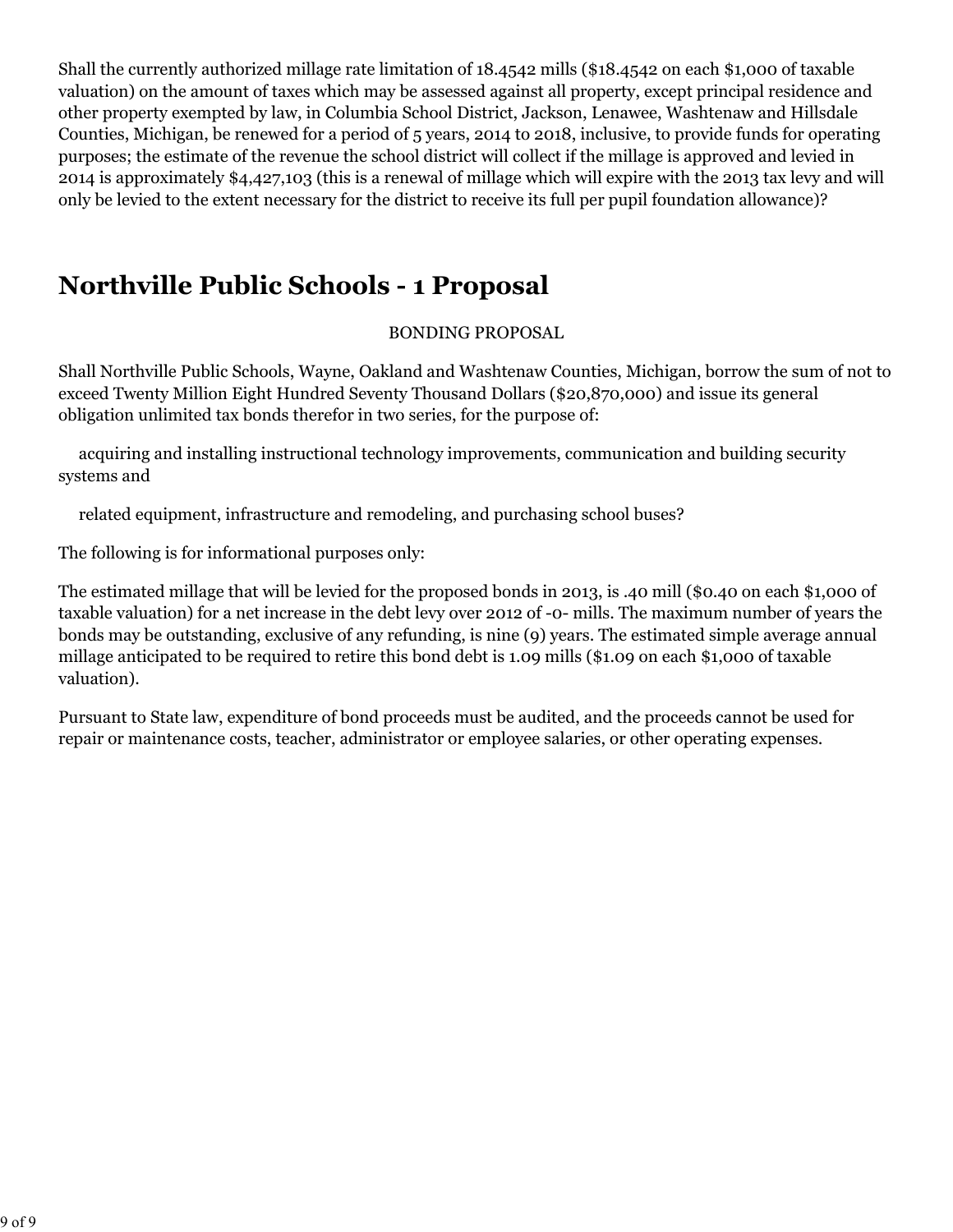Shall the currently authorized millage rate limitation of 18.4542 mills ($18.4542 on each $1,000 of taxable valuation) on the amount of taxes which may be assessed against all property, except principal residence and other property exempted by law, in Columbia School District, Jackson, Lenawee, Washtenaw and Hillsdale Counties, Michigan, be renewed for a period of 5 years, 2014 to 2018, inclusive, to provide funds for operating purposes; the estimate of the revenue the school district will collect if the millage is approved and levied in 2014 is approximately $4,427,103 (this is a renewal of millage which will expire with the 2013 tax levy and will only be levied to the extent necessary for the district to receive its full per pupil foundation allowance)?

## Northville Public Schools - 1 Proposal

BONDING PROPOSAL

Shall Northville Public Schools, Wayne, Oakland and Washtenaw Counties, Michigan, borrow the sum of not to exceed Twenty Million Eight Hundred Seventy Thousand Dollars ($20,870,000) and issue its general obligation unlimited tax bonds therefor in two series, for the purpose of:

acquiring and installing instructional technology improvements, communication and building security systems and

related equipment, infrastructure and remodeling, and purchasing school buses?

The following is for informational purposes only:

The estimated millage that will be levied for the proposed bonds in 2013, is .40 mill ($0.40 on each $1,000 of taxable valuation) for a net increase in the debt levy over 2012 of -0- mills. The maximum number of years the bonds may be outstanding, exclusive of any refunding, is nine (9) years. The estimated simple average annual millage anticipated to be required to retire this bond debt is 1.09 mills ($1.09 on each $1,000 of taxable valuation).

Pursuant to State law, expenditure of bond proceeds must be audited, and the proceeds cannot be used for repair or maintenance costs, teacher, administrator or employee salaries, or other operating expenses.